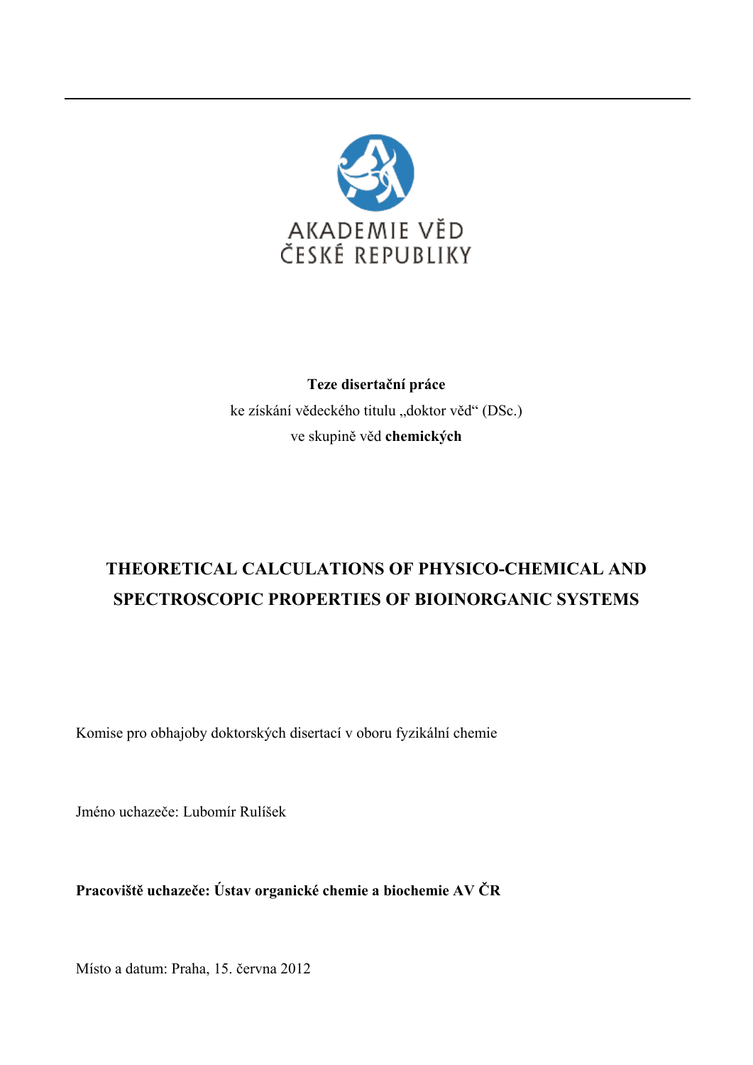AKADEMIE VĚD
ČESKÉ REPUBLIKY

**Teze disertační práce**
ke získání vědeckého titulu „doktor věd“ (DSc.)
ve skupině věd **chemických**

# THEORETICAL CALCULATIONS OF PHYSICO-CHEMICAL AND SPECTROSCOPIC PROPERTIES OF BIOINORGANIC SYSTEMS

Komise pro obhajoby doktorských disertací v oboru fyzikální chemie

Jméno uchazeče: Lubomír Rulíšek

**Pracoviště uchazeče: Ústav organické chemie a biochemie AV ČR**

Místo a datum: Praha, 15. června 2012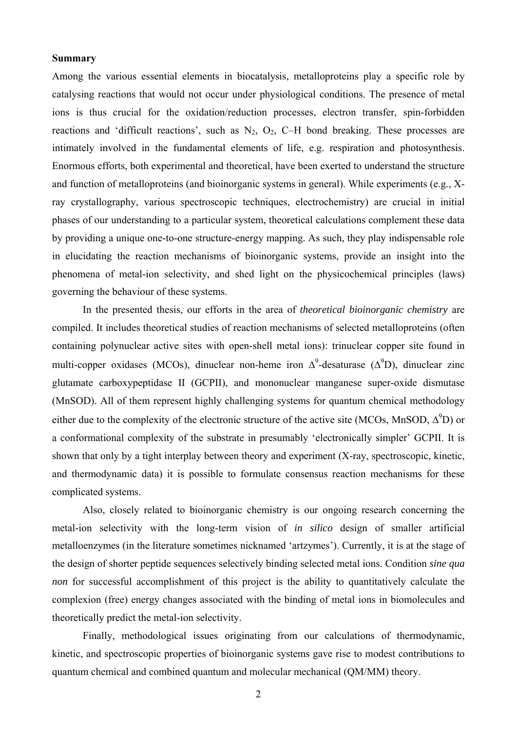**Summary**

Among the various essential elements in biocatalysis, metalloproteins play a specific role by catalysing reactions that would not occur under physiological conditions. The presence of metal ions is thus crucial for the oxidation/reduction processes, electron transfer, spin-forbidden reactions and 'difficult reactions', such as $N_2$, $O_2$, C–H bond breaking. These processes are intimately involved in the fundamental elements of life, e.g. respiration and photosynthesis. Enormous efforts, both experimental and theoretical, have been exerted to understand the structure and function of metalloproteins (and bioinorganic systems in general). While experiments (e.g., X-ray crystallography, various spectroscopic techniques, electrochemistry) are crucial in initial phases of our understanding to a particular system, theoretical calculations complement these data by providing a unique one-to-one structure-energy mapping. As such, they play indispensable role in elucidating the reaction mechanisms of bioinorganic systems, provide an insight into the phenomena of metal-ion selectivity, and shed light on the physicochemical principles (laws) governing the behaviour of these systems.

In the presented thesis, our efforts in the area of *theoretical bioinorganic chemistry* are compiled. It includes theoretical studies of reaction mechanisms of selected metalloproteins (often containing polynuclear active sites with open-shell metal ions): trinuclear copper site found in multi-copper oxidases (MCOs), dinuclear non-heme iron $\Delta^9$-desaturase ($\Delta^9$D), dinuclear zinc glutamate carboxypeptidase II (GCPII), and mononuclear manganese super-oxide dismutase (MnSOD). All of them represent highly challenging systems for quantum chemical methodology either due to the complexity of the electronic structure of the active site (MCOs, MnSOD, $\Delta^9$D) or a conformational complexity of the substrate in presumably 'electronically simpler' GCPII. It is shown that only by a tight interplay between theory and experiment (X-ray, spectroscopic, kinetic, and thermodynamic data) it is possible to formulate consensus reaction mechanisms for these complicated systems.

Also, closely related to bioinorganic chemistry is our ongoing research concerning the metal-ion selectivity with the long-term vision of *in silico* design of smaller artificial metalloenzymes (in the literature sometimes nicknamed 'artzymes'). Currently, it is at the stage of the design of shorter peptide sequences selectively binding selected metal ions. Condition *sine qua non* for successful accomplishment of this project is the ability to quantitatively calculate the complexion (free) energy changes associated with the binding of metal ions in biomolecules and theoretically predict the metal-ion selectivity.

Finally, methodological issues originating from our calculations of thermodynamic, kinetic, and spectroscopic properties of bioinorganic systems gave rise to modest contributions to quantum chemical and combined quantum and molecular mechanical (QM/MM) theory.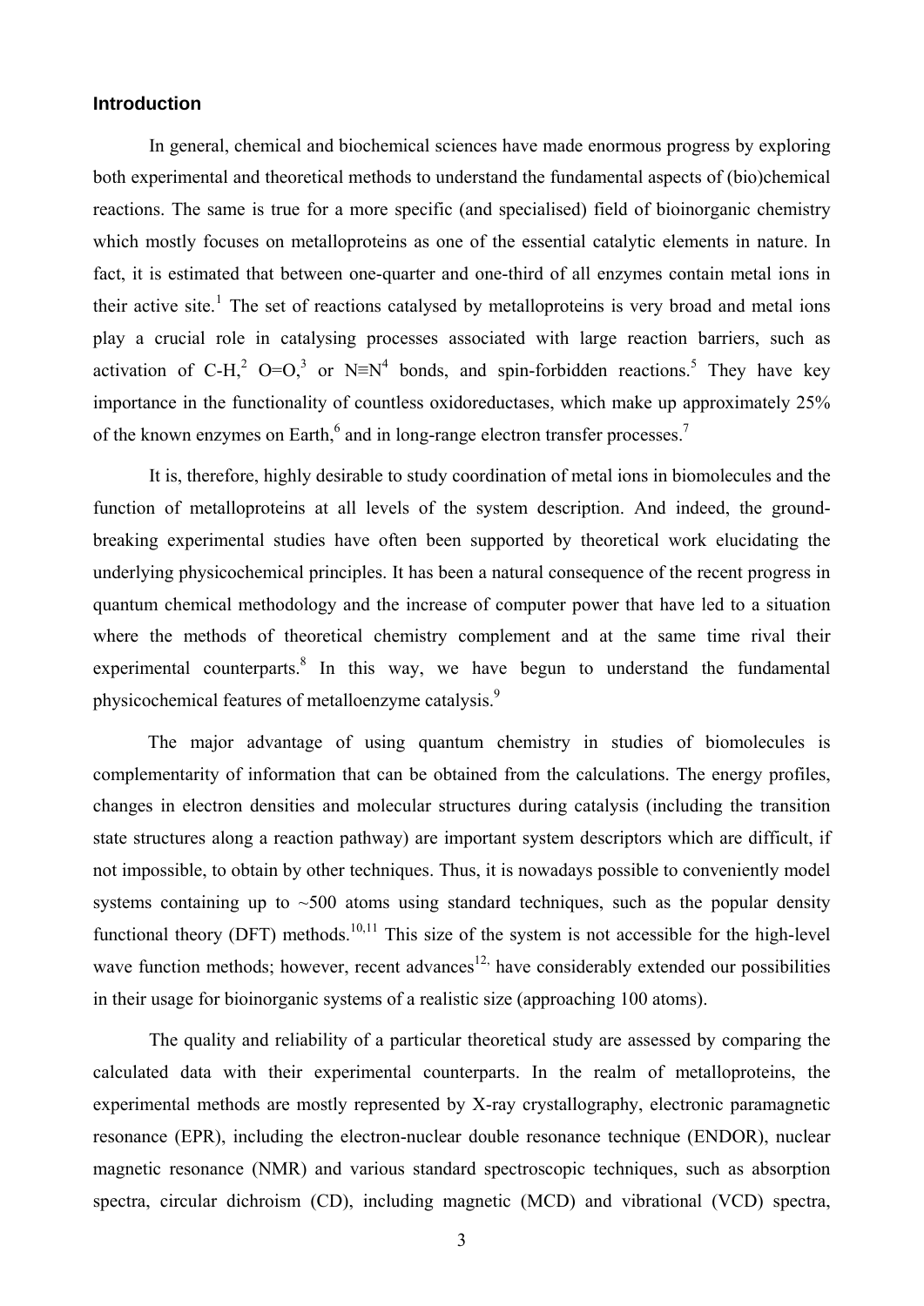## Introduction

In general, chemical and biochemical sciences have made enormous progress by exploring both experimental and theoretical methods to understand the fundamental aspects of (bio)chemical reactions. The same is true for a more specific (and specialised) field of bioinorganic chemistry which mostly focuses on metalloproteins as one of the essential catalytic elements in nature. In fact, it is estimated that between one-quarter and one-third of all enzymes contain metal ions in their active site.[1] The set of reactions catalysed by metalloproteins is very broad and metal ions play a crucial role in catalysing processes associated with large reaction barriers, such as activation of C-H,[2] O=O,[3] or N≡N[4] bonds, and spin-forbidden reactions.[5] They have key importance in the functionality of countless oxidoreductases, which make up approximately 25% of the known enzymes on Earth,[6] and in long-range electron transfer processes.[7]

It is, therefore, highly desirable to study coordination of metal ions in biomolecules and the function of metalloproteins at all levels of the system description. And indeed, the ground-breaking experimental studies have often been supported by theoretical work elucidating the underlying physicochemical principles. It has been a natural consequence of the recent progress in quantum chemical methodology and the increase of computer power that have led to a situation where the methods of theoretical chemistry complement and at the same time rival their experimental counterparts.[8] In this way, we have begun to understand the fundamental physicochemical features of metalloenzyme catalysis.[9]

The major advantage of using quantum chemistry in studies of biomolecules is complementarity of information that can be obtained from the calculations. The energy profiles, changes in electron densities and molecular structures during catalysis (including the transition state structures along a reaction pathway) are important system descriptors which are difficult, if not impossible, to obtain by other techniques. Thus, it is nowadays possible to conveniently model systems containing up to ~500 atoms using standard techniques, such as the popular density functional theory (DFT) methods.[10,11] This size of the system is not accessible for the high-level wave function methods; however, recent advances[12,] have considerably extended our possibilities in their usage for bioinorganic systems of a realistic size (approaching 100 atoms).

The quality and reliability of a particular theoretical study are assessed by comparing the calculated data with their experimental counterparts. In the realm of metalloproteins, the experimental methods are mostly represented by X-ray crystallography, electronic paramagnetic resonance (EPR), including the electron-nuclear double resonance technique (ENDOR), nuclear magnetic resonance (NMR) and various standard spectroscopic techniques, such as absorption spectra, circular dichroism (CD), including magnetic (MCD) and vibrational (VCD) spectra,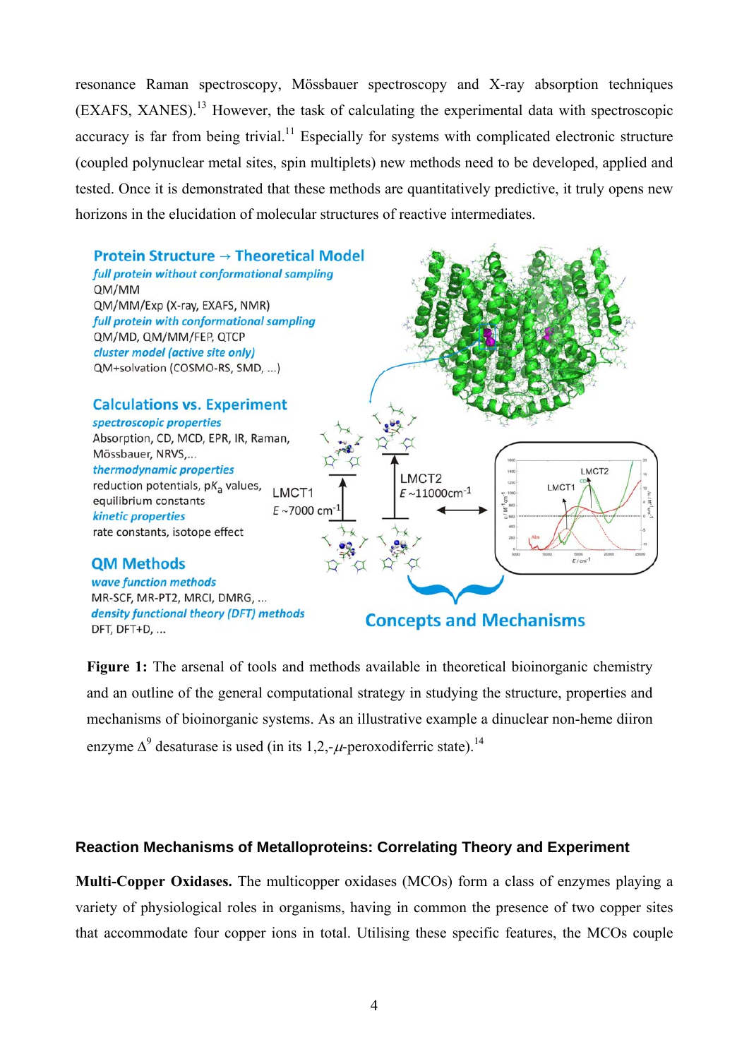resonance Raman spectroscopy, Mössbauer spectroscopy and X-ray absorption techniques (EXAFS, XANES).[13] However, the task of calculating the experimental data with spectroscopic accuracy is far from being trivial.[11] Especially for systems with complicated electronic structure (coupled polynuclear metal sites, spin multiplets) new methods need to be developed, applied and tested. Once it is demonstrated that these methods are quantitatively predictive, it truly opens new horizons in the elucidation of molecular structures of reactive intermediates.

**Figure 1:** The arsenal of tools and methods available in theoretical bioinorganic chemistry and an outline of the general computational strategy in studying the structure, properties and mechanisms of bioinorganic systems. As an illustrative example a dinuclear non-heme diiron enzyme $\Delta^9$ desaturase is used (in its 1,2,-$\mu$-peroxodiferric state).[14]

### Reaction Mechanisms of Metalloproteins: Correlating Theory and Experiment

**Multi-Copper Oxidases.** The multicopper oxidases (MCOs) form a class of enzymes playing a variety of physiological roles in organisms, having in common the presence of two copper sites that accommodate four copper ions in total. Utilising these specific features, the MCOs couple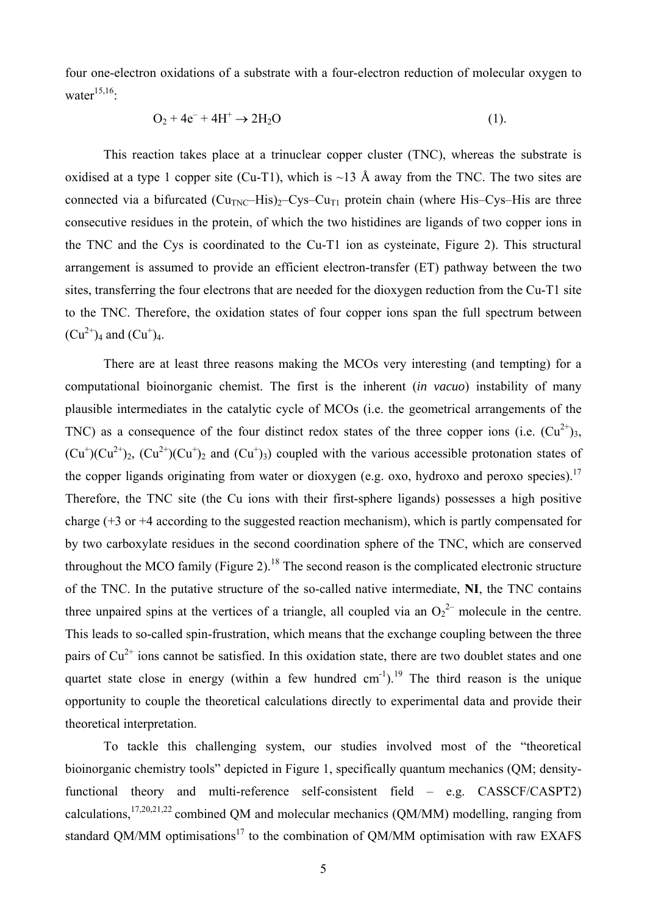four one-electron oxidations of a substrate with a four-electron reduction of molecular oxygen to water[15,16]:

$$O_2 + 4e^- + 4H^+ \rightarrow 2H_2O \qquad (1).$$

This reaction takes place at a trinuclear copper cluster (TNC), whereas the substrate is oxidised at a type 1 copper site (Cu-T1), which is ~13 Å away from the TNC. The two sites are connected via a bifurcated $(Cu_{TNC}–His)_2–Cys–Cu_{T1}$ protein chain (where His–Cys–His are three consecutive residues in the protein, of which the two histidines are ligands of two copper ions in the TNC and the Cys is coordinated to the Cu-T1 ion as cysteinate, Figure 2). This structural arrangement is assumed to provide an efficient electron-transfer (ET) pathway between the two sites, transferring the four electrons that are needed for the dioxygen reduction from the Cu-T1 site to the TNC. Therefore, the oxidation states of four copper ions span the full spectrum between $(Cu^{2+})_4$ and $(Cu^{+})_4$.

There are at least three reasons making the MCOs very interesting (and tempting) for a computational bioinorganic chemist. The first is the inherent (*in vacuo*) instability of many plausible intermediates in the catalytic cycle of MCOs (i.e. the geometrical arrangements of the TNC) as a consequence of the four distinct redox states of the three copper ions (i.e. $(Cu^{2+})_3$, $(Cu^{+})(Cu^{2+})_2$, $(Cu^{2+})(Cu^{+})_2$ and $(Cu^{+})_3$) coupled with the various accessible protonation states of the copper ligands originating from water or dioxygen (e.g. oxo, hydroxo and peroxo species).[17] Therefore, the TNC site (the Cu ions with their first-sphere ligands) possesses a high positive charge (+3 or +4 according to the suggested reaction mechanism), which is partly compensated for by two carboxylate residues in the second coordination sphere of the TNC, which are conserved throughout the MCO family (Figure 2).[18] The second reason is the complicated electronic structure of the TNC. In the putative structure of the so-called native intermediate, **NI**, the TNC contains three unpaired spins at the vertices of a triangle, all coupled via an $O_2^{2-}$ molecule in the centre. This leads to so-called spin-frustration, which means that the exchange coupling between the three pairs of $Cu^{2+}$ ions cannot be satisfied. In this oxidation state, there are two doublet states and one quartet state close in energy (within a few hundred $cm^{-1}$).[19] The third reason is the unique opportunity to couple the theoretical calculations directly to experimental data and provide their theoretical interpretation.

To tackle this challenging system, our studies involved most of the "theoretical bioinorganic chemistry tools" depicted in Figure 1, specifically quantum mechanics (QM; density-functional theory and multi-reference self-consistent field – e.g. CASSCF/CASPT2) calculations,[17,20,21,22] combined QM and molecular mechanics (QM/MM) modelling, ranging from standard QM/MM optimisations[17] to the combination of QM/MM optimisation with raw EXAFS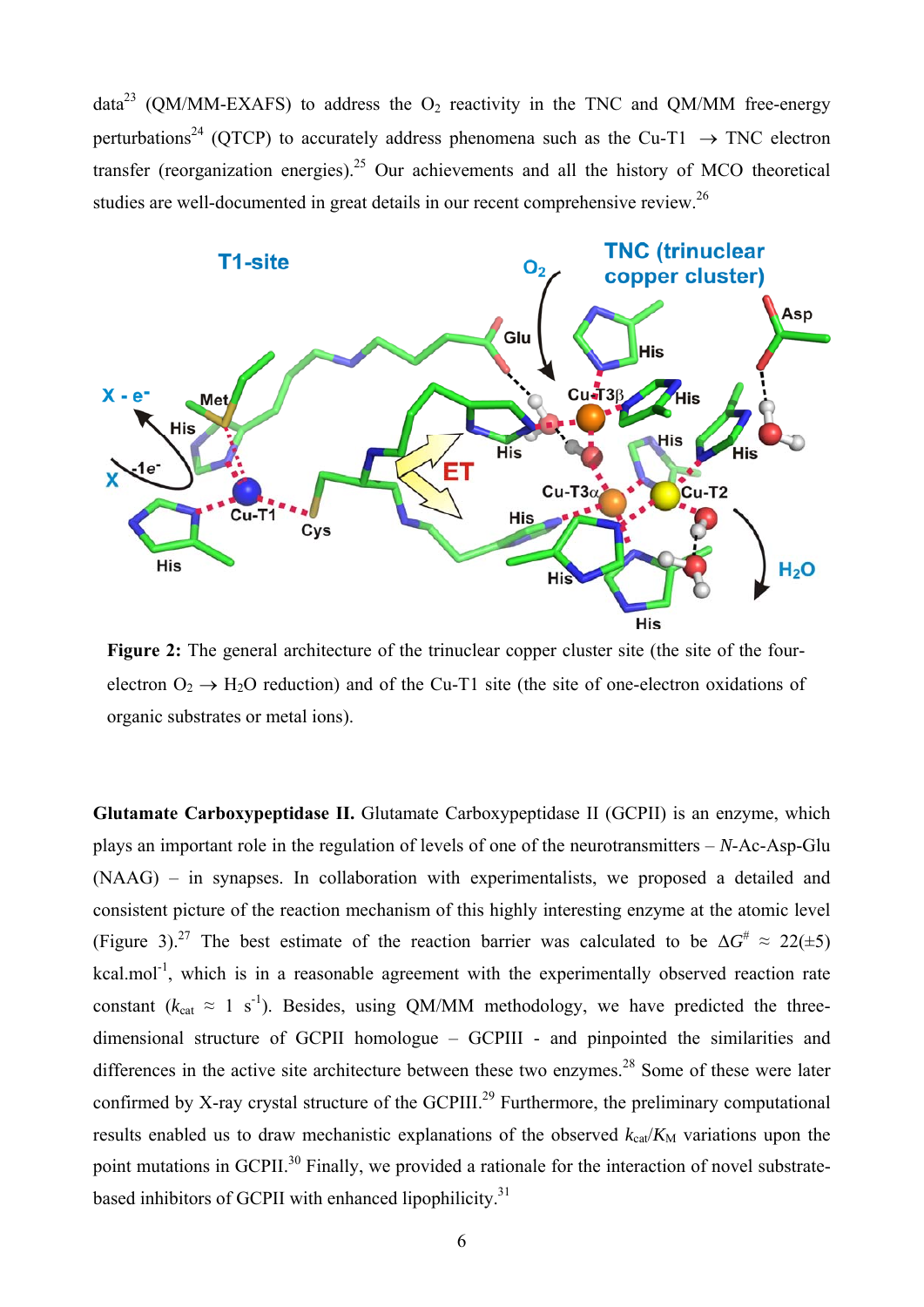data[23] (QM/MM-EXAFS) to address the $O_2$ reactivity in the TNC and QM/MM free-energy perturbations[24] (QTCP) to accurately address phenomena such as the Cu-T1 $\rightarrow$ TNC electron transfer (reorganization energies).[25] Our achievements and all the history of MCO theoretical studies are well-documented in great details in our recent comprehensive review.[26]

**Figure 2:** The general architecture of the trinuclear copper cluster site (the site of the four-electron $O_2 \rightarrow H_2O$ reduction) and of the Cu-T1 site (the site of one-electron oxidations of organic substrates or metal ions).

**Glutamate Carboxypeptidase II.** Glutamate Carboxypeptidase II (GCPII) is an enzyme, which plays an important role in the regulation of levels of one of the neurotransmitters – *N*-Ac-Asp-Glu (NAAG) – in synapses. In collaboration with experimentalists, we proposed a detailed and consistent picture of the reaction mechanism of this highly interesting enzyme at the atomic level (Figure 3).[27] The best estimate of the reaction barrier was calculated to be $\Delta G^{\#} \approx 22(\pm 5)$ kcal.mol$^{-1}$, which is in a reasonable agreement with the experimentally observed reaction rate constant ($k_{cat} \approx 1$ s$^{-1}$). Besides, using QM/MM methodology, we have predicted the three-dimensional structure of GCPII homologue – GCPIII - and pinpointed the similarities and differences in the active site architecture between these two enzymes.[28] Some of these were later confirmed by X-ray crystal structure of the GCPIII.[29] Furthermore, the preliminary computational results enabled us to draw mechanistic explanations of the observed $k_{cat}/K_M$ variations upon the point mutations in GCPII.[30] Finally, we provided a rationale for the interaction of novel substrate-based inhibitors of GCPII with enhanced lipophilicity.[31]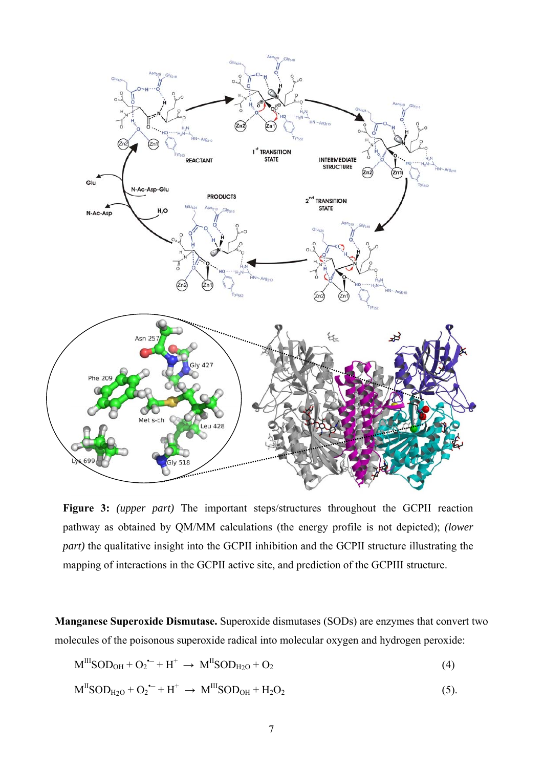**Figure 3:** *(upper part)* The important steps/structures throughout the GCPII reaction pathway as obtained by QM/MM calculations (the energy profile is not depicted); *(lower part)* the qualitative insight into the GCPII inhibition and the GCPII structure illustrating the mapping of interactions in the GCPII active site, and prediction of the GCPIII structure.

**Manganese Superoxide Dismutase.** Superoxide dismutases (SODs) are enzymes that convert two molecules of the poisonous superoxide radical into molecular oxygen and hydrogen peroxide:

$$M^{III}SOD_{OH} + O_2^{\bullet-} + H^+ \rightarrow M^{II}SOD_{H_2O} + O_2 \quad (4)$$

$$M^{II}SOD_{H_2O} + O_2^{\bullet-} + H^+ \rightarrow M^{III}SOD_{OH} + H_2O_2 \quad (5).$$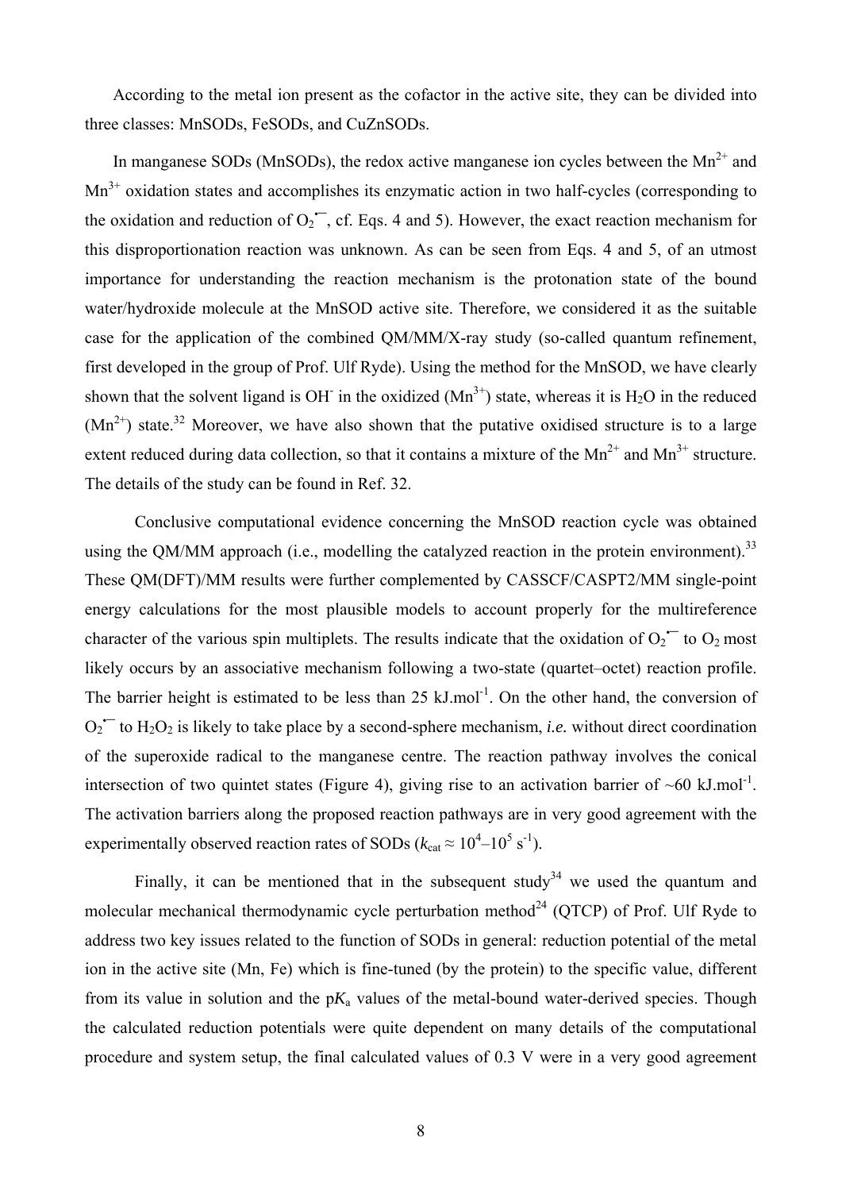According to the metal ion present as the cofactor in the active site, they can be divided into three classes: MnSODs, FeSODs, and CuZnSODs.

In manganese SODs (MnSODs), the redox active manganese ion cycles between the $Mn^{2+}$ and $Mn^{3+}$ oxidation states and accomplishes its enzymatic action in two half-cycles (corresponding to the oxidation and reduction of $O_2^{\bullet-}$, cf. Eqs. 4 and 5). However, the exact reaction mechanism for this disproportionation reaction was unknown. As can be seen from Eqs. 4 and 5, of an utmost importance for understanding the reaction mechanism is the protonation state of the bound water/hydroxide molecule at the MnSOD active site. Therefore, we considered it as the suitable case for the application of the combined QM/MM/X-ray study (so-called quantum refinement, first developed in the group of Prof. Ulf Ryde). Using the method for the MnSOD, we have clearly shown that the solvent ligand is $OH^-$ in the oxidized ($Mn^{3+}$) state, whereas it is $H_2O$ in the reduced ($Mn^{2+}$) state.[32] Moreover, we have also shown that the putative oxidised structure is to a large extent reduced during data collection, so that it contains a mixture of the $Mn^{2+}$ and $Mn^{3+}$ structure. The details of the study can be found in Ref. 32.

Conclusive computational evidence concerning the MnSOD reaction cycle was obtained using the QM/MM approach (i.e., modelling the catalyzed reaction in the protein environment).[33] These QM(DFT)/MM results were further complemented by CASSCF/CASPT2/MM single-point energy calculations for the most plausible models to account properly for the multireference character of the various spin multiplets. The results indicate that the oxidation of $O_2^{\bullet-}$ to $O_2$ most likely occurs by an associative mechanism following a two-state (quartet–octet) reaction profile. The barrier height is estimated to be less than 25 kJ.mol$^{-1}$. On the other hand, the conversion of $O_2^{\bullet-}$ to $H_2O_2$ is likely to take place by a second-sphere mechanism, *i.e.* without direct coordination of the superoxide radical to the manganese centre. The reaction pathway involves the conical intersection of two quintet states (Figure 4), giving rise to an activation barrier of ~60 kJ.mol$^{-1}$. The activation barriers along the proposed reaction pathways are in very good agreement with the experimentally observed reaction rates of SODs ($k_{cat} \approx 10^4$–$10^5$ s$^{-1}$).

Finally, it can be mentioned that in the subsequent study[34] we used the quantum and molecular mechanical thermodynamic cycle perturbation method[24] (QTCP) of Prof. Ulf Ryde to address two key issues related to the function of SODs in general: reduction potential of the metal ion in the active site (Mn, Fe) which is fine-tuned (by the protein) to the specific value, different from its value in solution and the p$K_a$ values of the metal-bound water-derived species. Though the calculated reduction potentials were quite dependent on many details of the computational procedure and system setup, the final calculated values of 0.3 V were in a very good agreement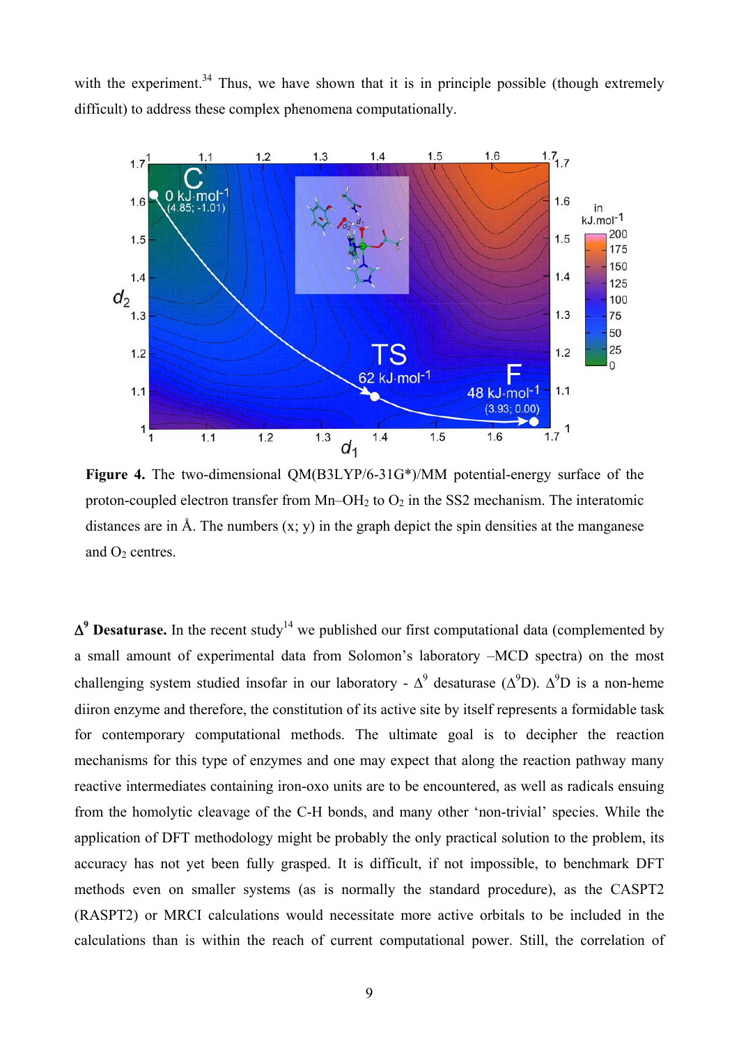with the experiment.[34] Thus, we have shown that it is in principle possible (though extremely difficult) to address these complex phenomena computationally.

**Figure 4.** The two-dimensional QM(B3LYP/6-31G*)/MM potential-energy surface of the proton-coupled electron transfer from Mn–$OH_2$ to $O_2$ in the SS2 mechanism. The interatomic distances are in Å. The numbers (x; y) in the graph depict the spin densities at the manganese and $O_2$ centres.

**$\Delta^9$ Desaturase.** In the recent study[14] we published our first computational data (complemented by a small amount of experimental data from Solomon's laboratory –MCD spectra) on the most challenging system studied insofar in our laboratory - $\Delta^9$ desaturase ($\Delta^9$D). $\Delta^9$D is a non-heme diiron enzyme and therefore, the constitution of its active site by itself represents a formidable task for contemporary computational methods. The ultimate goal is to decipher the reaction mechanisms for this type of enzymes and one may expect that along the reaction pathway many reactive intermediates containing iron-oxo units are to be encountered, as well as radicals ensuing from the homolytic cleavage of the C-H bonds, and many other 'non-trivial' species. While the application of DFT methodology might be probably the only practical solution to the problem, its accuracy has not yet been fully grasped. It is difficult, if not impossible, to benchmark DFT methods even on smaller systems (as is normally the standard procedure), as the CASPT2 (RASPT2) or MRCI calculations would necessitate more active orbitals to be included in the calculations than is within the reach of current computational power. Still, the correlation of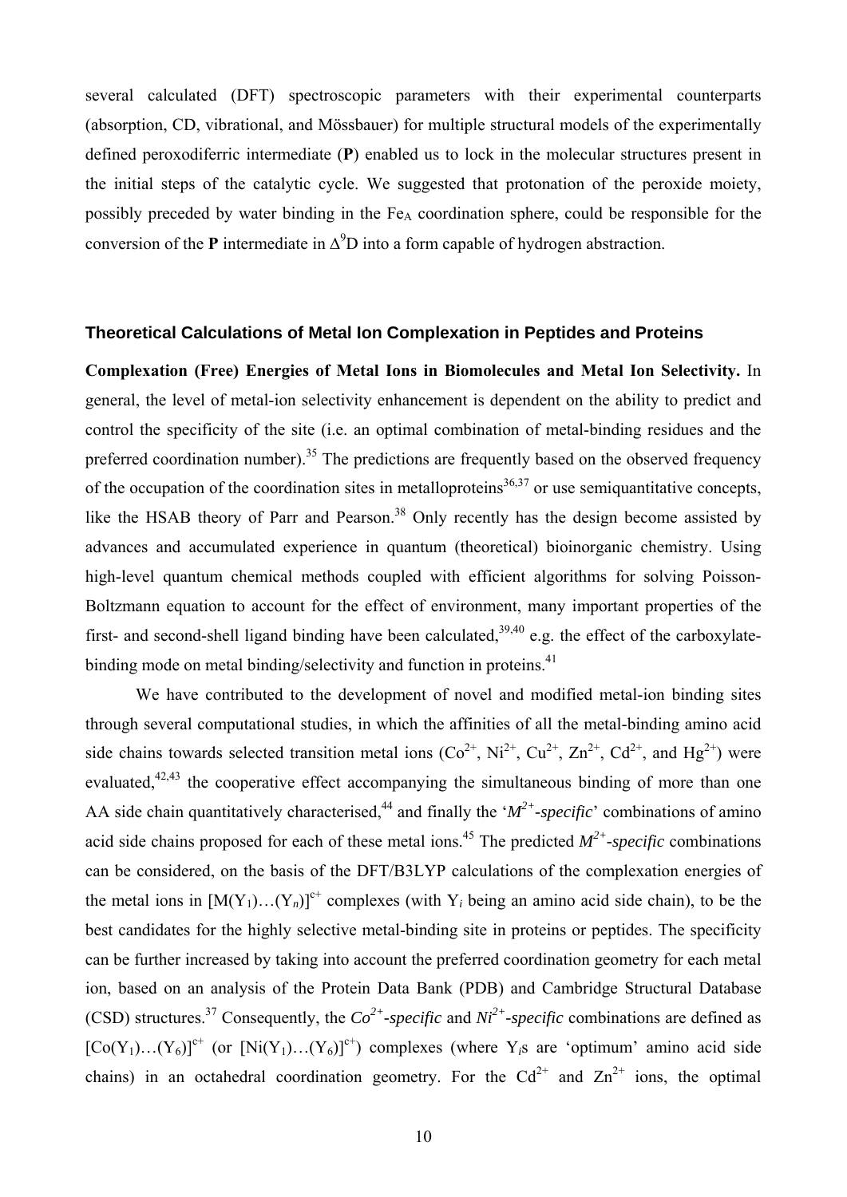several calculated (DFT) spectroscopic parameters with their experimental counterparts (absorption, CD, vibrational, and Mössbauer) for multiple structural models of the experimentally defined peroxodiferric intermediate (**P**) enabled us to lock in the molecular structures present in the initial steps of the catalytic cycle. We suggested that protonation of the peroxide moiety, possibly preceded by water binding in the $Fe_A$ coordination sphere, could be responsible for the conversion of the **P** intermediate in $\Delta^9$D into a form capable of hydrogen abstraction.

## Theoretical Calculations of Metal Ion Complexation in Peptides and Proteins

**Complexation (Free) Energies of Metal Ions in Biomolecules and Metal Ion Selectivity.** In general, the level of metal-ion selectivity enhancement is dependent on the ability to predict and control the specificity of the site (i.e. an optimal combination of metal-binding residues and the preferred coordination number).[35] The predictions are frequently based on the observed frequency of the occupation of the coordination sites in metalloproteins[36,37] or use semiquantitative concepts, like the HSAB theory of Parr and Pearson.[38] Only recently has the design become assisted by advances and accumulated experience in quantum (theoretical) bioinorganic chemistry. Using high-level quantum chemical methods coupled with efficient algorithms for solving Poisson-Boltzmann equation to account for the effect of environment, many important properties of the first- and second-shell ligand binding have been calculated,[39,40] e.g. the effect of the carboxylate-binding mode on metal binding/selectivity and function in proteins.[41]

We have contributed to the development of novel and modified metal-ion binding sites through several computational studies, in which the affinities of all the metal-binding amino acid side chains towards selected transition metal ions ($Co^{2+}$, $Ni^{2+}$, $Cu^{2+}$, $Zn^{2+}$, $Cd^{2+}$, and $Hg^{2+}$) were evaluated,[42,43] the cooperative effect accompanying the simultaneous binding of more than one AA side chain quantitatively characterised,[44] and finally the '$M^{2+}$*-specific*' combinations of amino acid side chains proposed for each of these metal ions.[45] The predicted $M^{2+}$*-specific* combinations can be considered, on the basis of the DFT/B3LYP calculations of the complexation energies of the metal ions in $[M(Y_1)\ldots(Y_n)]^{c+}$ complexes (with $Y_i$ being an amino acid side chain), to be the best candidates for the highly selective metal-binding site in proteins or peptides. The specificity can be further increased by taking into account the preferred coordination geometry for each metal ion, based on an analysis of the Protein Data Bank (PDB) and Cambridge Structural Database (CSD) structures.[37] Consequently, the $Co^{2+}$*-specific* and $Ni^{2+}$*-specific* combinations are defined as $[Co(Y_1)\ldots(Y_6)]^{c+}$ (or $[Ni(Y_1)\ldots(Y_6)]^{c+}$) complexes (where $Y_i$s are 'optimum' amino acid side chains) in an octahedral coordination geometry. For the $Cd^{2+}$ and $Zn^{2+}$ ions, the optimal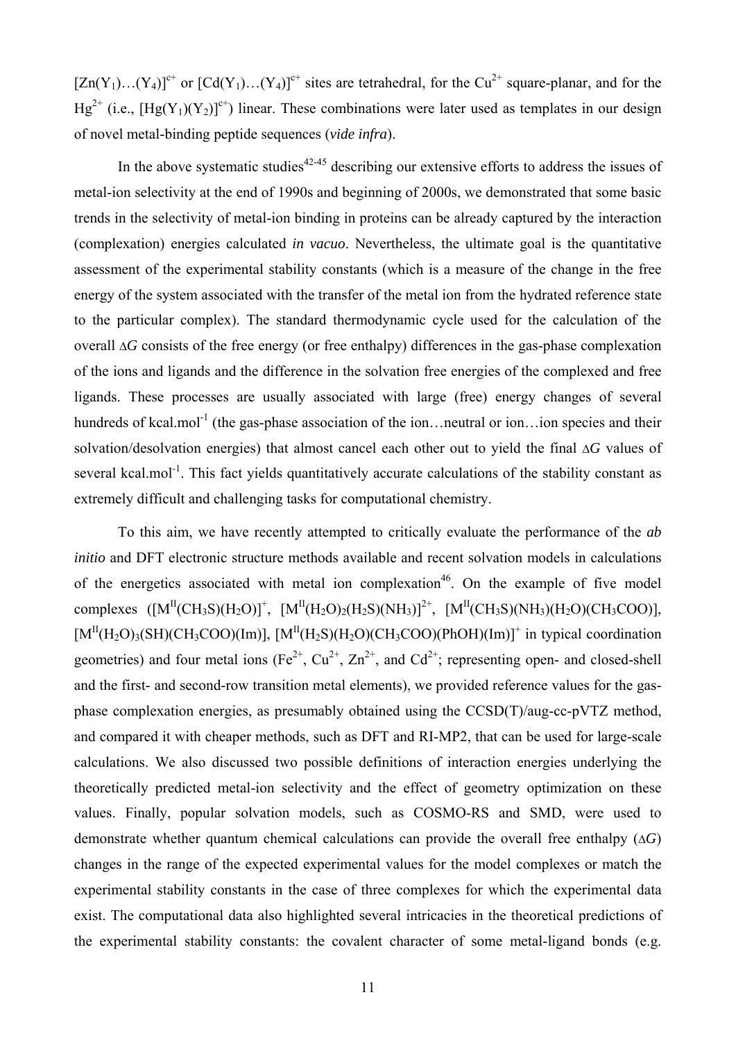$[Zn(Y_1)\ldots(Y_4)]^{c+}$ or $[Cd(Y_1)\ldots(Y_4)]^{c+}$ sites are tetrahedral, for the $Cu^{2+}$ square-planar, and for the $Hg^{2+}$ (i.e., $[Hg(Y_1)(Y_2)]^{c+}$) linear. These combinations were later used as templates in our design of novel metal-binding peptide sequences (*vide infra*).

In the above systematic studies[42-45] describing our extensive efforts to address the issues of metal-ion selectivity at the end of 1990s and beginning of 2000s, we demonstrated that some basic trends in the selectivity of metal-ion binding in proteins can be already captured by the interaction (complexation) energies calculated *in vacuo*. Nevertheless, the ultimate goal is the quantitative assessment of the experimental stability constants (which is a measure of the change in the free energy of the system associated with the transfer of the metal ion from the hydrated reference state to the particular complex). The standard thermodynamic cycle used for the calculation of the overall $\Delta G$ consists of the free energy (or free enthalpy) differences in the gas-phase complexation of the ions and ligands and the difference in the solvation free energies of the complexed and free ligands. These processes are usually associated with large (free) energy changes of several hundreds of kcal.mol$^{-1}$ (the gas-phase association of the ion…neutral or ion…ion species and their solvation/desolvation energies) that almost cancel each other out to yield the final $\Delta G$ values of several kcal.mol$^{-1}$. This fact yields quantitatively accurate calculations of the stability constant as extremely difficult and challenging tasks for computational chemistry.

To this aim, we have recently attempted to critically evaluate the performance of the *ab initio* and DFT electronic structure methods available and recent solvation models in calculations of the energetics associated with metal ion complexation[46]. On the example of five model complexes ($[M^{II}(CH_3S)(H_2O)]^+$, $[M^{II}(H_2O)_2(H_2S)(NH_3)]^{2+}$, $[M^{II}(CH_3S)(NH_3)(H_2O)(CH_3COO)]$, $[M^{II}(H_2O)_3(SH)(CH_3COO)(Im)]$, $[M^{II}(H_2S)(H_2O)(CH_3COO)(PhOH)(Im)]^+$ in typical coordination geometries) and four metal ions ($Fe^{2+}$, $Cu^{2+}$, $Zn^{2+}$, and $Cd^{2+}$; representing open- and closed-shell and the first- and second-row transition metal elements), we provided reference values for the gas-phase complexation energies, as presumably obtained using the CCSD(T)/aug-cc-pVTZ method, and compared it with cheaper methods, such as DFT and RI-MP2, that can be used for large-scale calculations. We also discussed two possible definitions of interaction energies underlying the theoretically predicted metal-ion selectivity and the effect of geometry optimization on these values. Finally, popular solvation models, such as COSMO-RS and SMD, were used to demonstrate whether quantum chemical calculations can provide the overall free enthalpy ($\Delta G$) changes in the range of the expected experimental values for the model complexes or match the experimental stability constants in the case of three complexes for which the experimental data exist. The computational data also highlighted several intricacies in the theoretical predictions of the experimental stability constants: the covalent character of some metal-ligand bonds (e.g.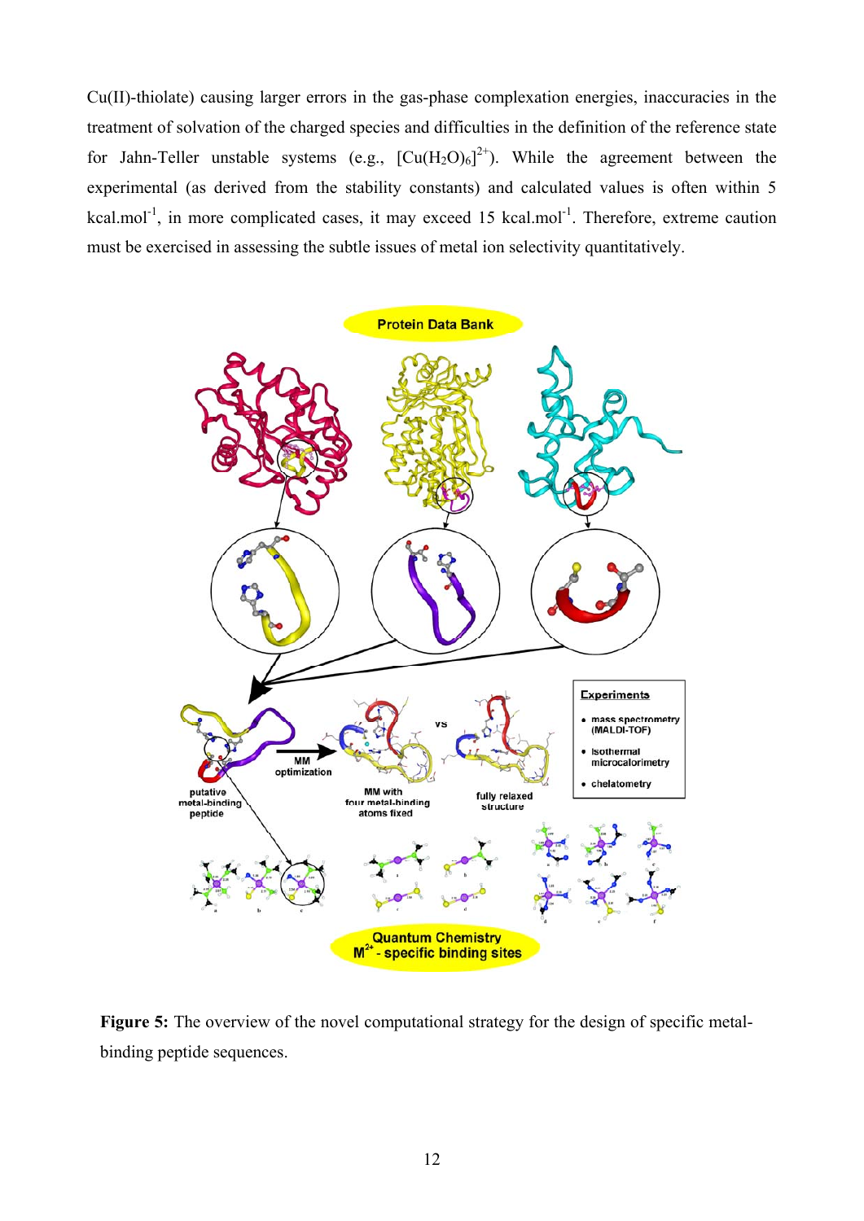Cu(II)-thiolate) causing larger errors in the gas-phase complexation energies, inaccuracies in the treatment of solvation of the charged species and difficulties in the definition of the reference state for Jahn-Teller unstable systems (e.g., $[Cu(H_2O)_6]^{2+}$). While the agreement between the experimental (as derived from the stability constants) and calculated values is often within 5 kcal.mol$^{-1}$, in more complicated cases, it may exceed 15 kcal.mol$^{-1}$. Therefore, extreme caution must be exercised in assessing the subtle issues of metal ion selectivity quantitatively.

**Figure 5:** The overview of the novel computational strategy for the design of specific metal-binding peptide sequences.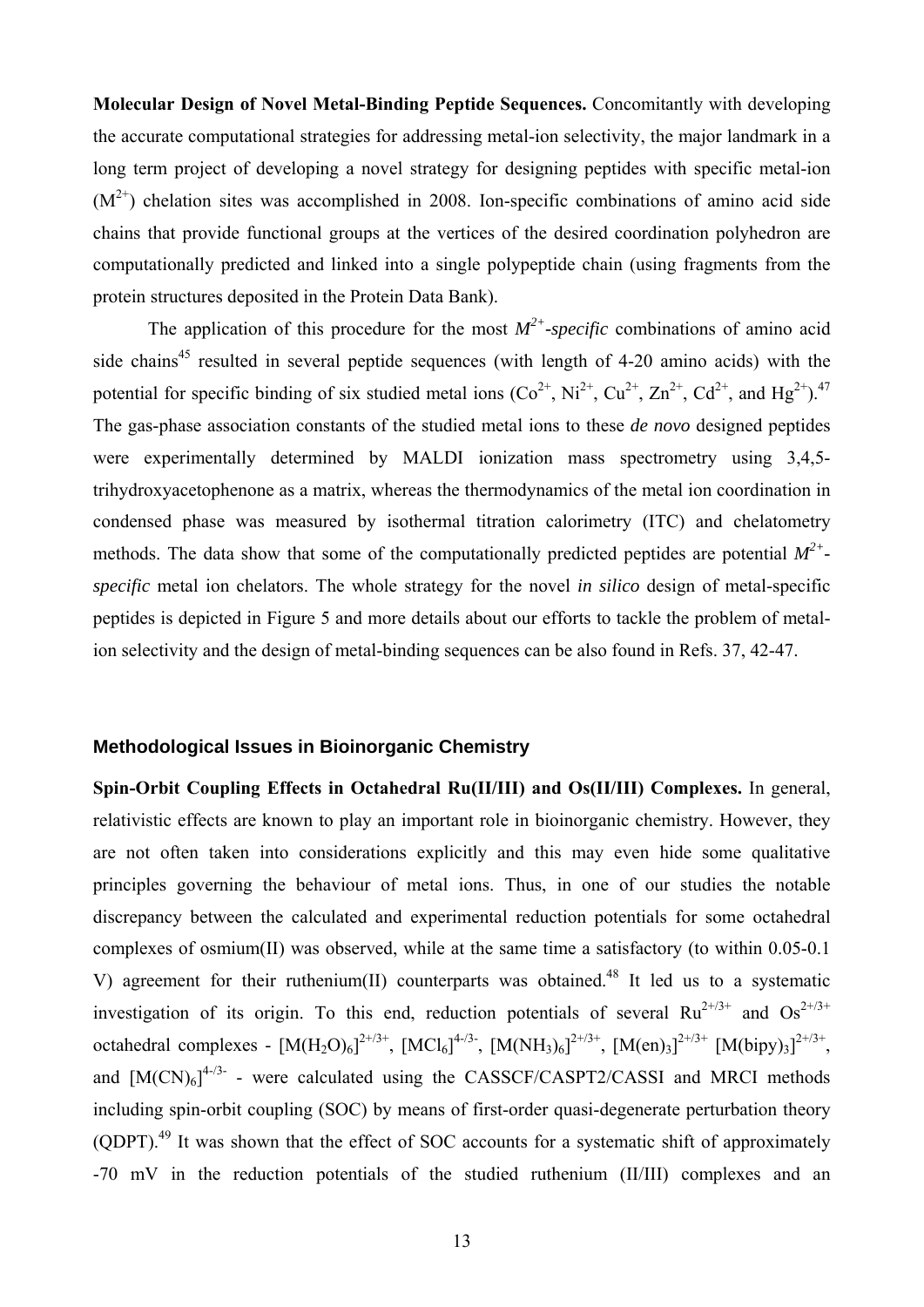**Molecular Design of Novel Metal-Binding Peptide Sequences.** Concomitantly with developing the accurate computational strategies for addressing metal-ion selectivity, the major landmark in a long term project of developing a novel strategy for designing peptides with specific metal-ion ($M^{2+}$) chelation sites was accomplished in 2008. Ion-specific combinations of amino acid side chains that provide functional groups at the vertices of the desired coordination polyhedron are computationally predicted and linked into a single polypeptide chain (using fragments from the protein structures deposited in the Protein Data Bank).

The application of this procedure for the most *$M^{2+}$-specific* combinations of amino acid side chains[45] resulted in several peptide sequences (with length of 4-20 amino acids) with the potential for specific binding of six studied metal ions ($Co^{2+}$, $Ni^{2+}$, $Cu^{2+}$, $Zn^{2+}$, $Cd^{2+}$, and $Hg^{2+}$).[47] The gas-phase association constants of the studied metal ions to these *de novo* designed peptides were experimentally determined by MALDI ionization mass spectrometry using 3,4,5-trihydroxyacetophenone as a matrix, whereas the thermodynamics of the metal ion coordination in condensed phase was measured by isothermal titration calorimetry (ITC) and chelatometry methods. The data show that some of the computationally predicted peptides are potential *$M^{2+}$-specific* metal ion chelators. The whole strategy for the novel *in silico* design of metal-specific peptides is depicted in Figure 5 and more details about our efforts to tackle the problem of metal-ion selectivity and the design of metal-binding sequences can be also found in Refs. 37, 42-47.

## Methodological Issues in Bioinorganic Chemistry

**Spin-Orbit Coupling Effects in Octahedral Ru(II/III) and Os(II/III) Complexes.** In general, relativistic effects are known to play an important role in bioinorganic chemistry. However, they are not often taken into considerations explicitly and this may even hide some qualitative principles governing the behaviour of metal ions. Thus, in one of our studies the notable discrepancy between the calculated and experimental reduction potentials for some octahedral complexes of osmium(II) was observed, while at the same time a satisfactory (to within 0.05-0.1 V) agreement for their ruthenium(II) counterparts was obtained.[48] It led us to a systematic investigation of its origin. To this end, reduction potentials of several $Ru^{2+/3+}$ and $Os^{2+/3+}$ octahedral complexes - $[M(H_2O)_6]^{2+/3+}$, $[MCl_6]^{4-/3-}$, $[M(NH_3)_6]^{2+/3+}$, $[M(en)_3]^{2+/3+}$ $[M(bipy)_3]^{2+/3+}$, and $[M(CN)_6]^{4-/3-}$ - were calculated using the CASSCF/CASPT2/CASSI and MRCI methods including spin-orbit coupling (SOC) by means of first-order quasi-degenerate perturbation theory (QDPT).[49] It was shown that the effect of SOC accounts for a systematic shift of approximately -70 mV in the reduction potentials of the studied ruthenium (II/III) complexes and an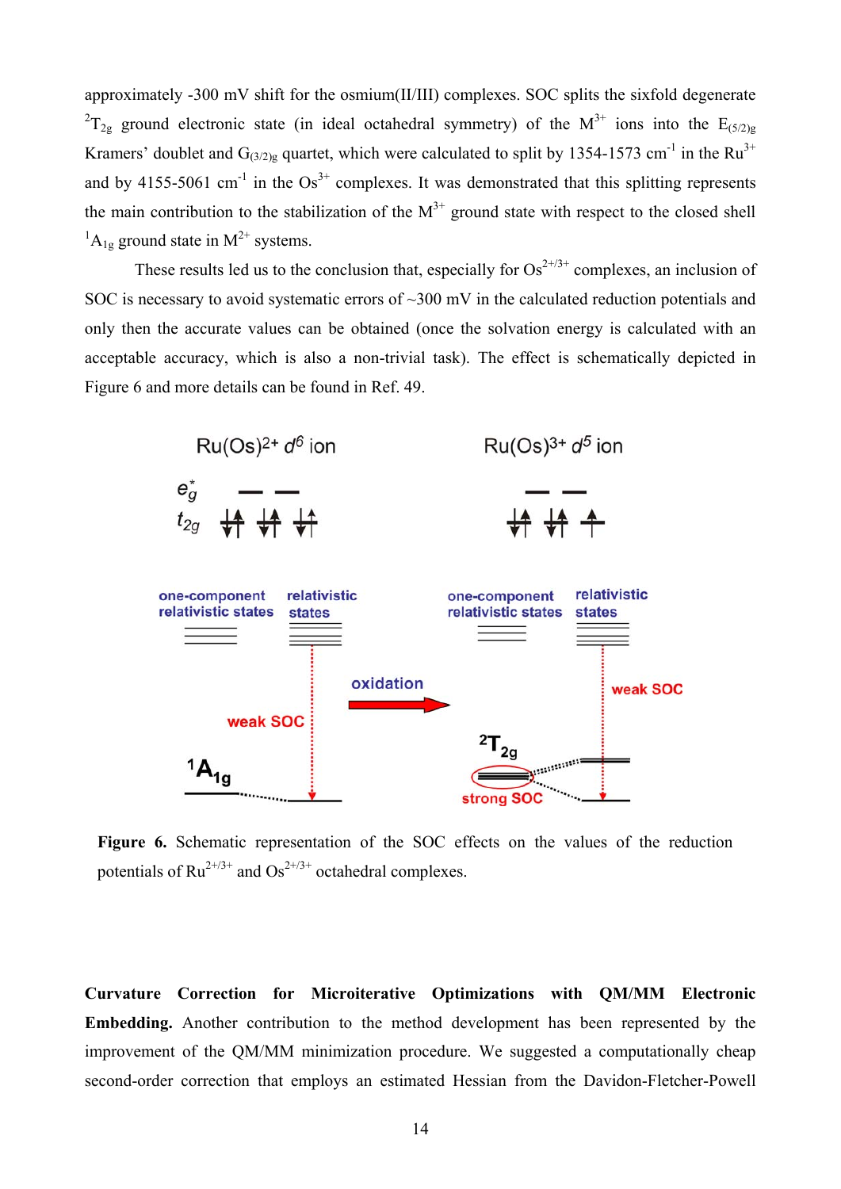approximately -300 mV shift for the osmium(II/III) complexes. SOC splits the sixfold degenerate $^2T_{2g}$ ground electronic state (in ideal octahedral symmetry) of the $M^{3+}$ ions into the $E_{(5/2)g}$ Kramers' doublet and $G_{(3/2)g}$ quartet, which were calculated to split by 1354-1573 cm$^{-1}$ in the $Ru^{3+}$ and by 4155-5061 cm$^{-1}$ in the $Os^{3+}$ complexes. It was demonstrated that this splitting represents the main contribution to the stabilization of the $M^{3+}$ ground state with respect to the closed shell $^1A_{1g}$ ground state in $M^{2+}$ systems.

These results led us to the conclusion that, especially for $Os^{2+/3+}$ complexes, an inclusion of SOC is necessary to avoid systematic errors of ~300 mV in the calculated reduction potentials and only then the accurate values can be obtained (once the solvation energy is calculated with an acceptable accuracy, which is also a non-trivial task). The effect is schematically depicted in Figure 6 and more details can be found in Ref. 49.

**Figure 6.** Schematic representation of the SOC effects on the values of the reduction potentials of $Ru^{2+/3+}$ and $Os^{2+/3+}$ octahedral complexes.

**Curvature Correction for Microiterative Optimizations with QM/MM Electronic Embedding.** Another contribution to the method development has been represented by the improvement of the QM/MM minimization procedure. We suggested a computationally cheap second-order correction that employs an estimated Hessian from the Davidon-Fletcher-Powell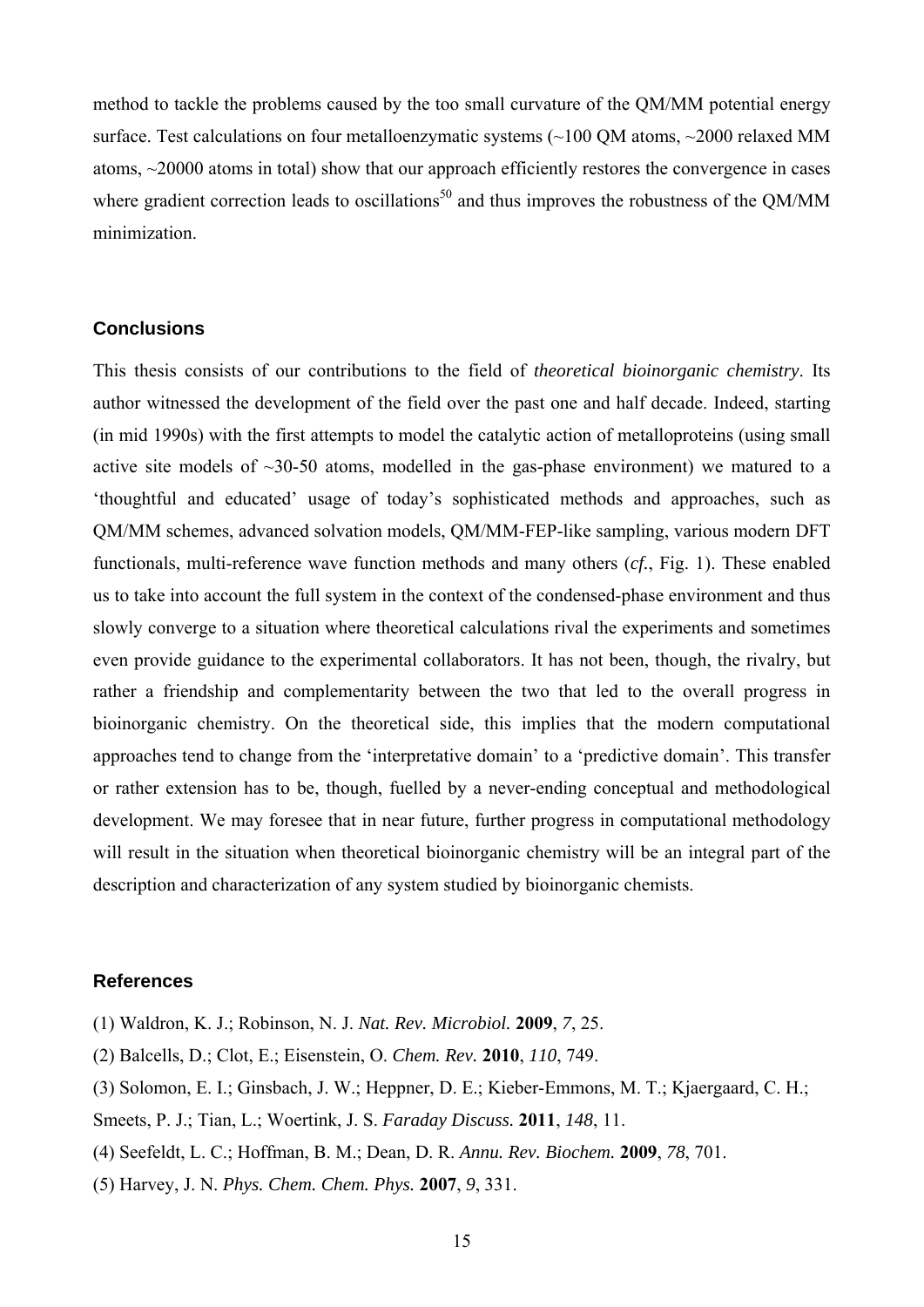method to tackle the problems caused by the too small curvature of the QM/MM potential energy surface. Test calculations on four metalloenzymatic systems (~100 QM atoms, ~2000 relaxed MM atoms, ~20000 atoms in total) show that our approach efficiently restores the convergence in cases where gradient correction leads to oscillations[50] and thus improves the robustness of the QM/MM minimization.

## Conclusions

This thesis consists of our contributions to the field of *theoretical bioinorganic chemistry*. Its author witnessed the development of the field over the past one and half decade. Indeed, starting (in mid 1990s) with the first attempts to model the catalytic action of metalloproteins (using small active site models of ~30-50 atoms, modelled in the gas-phase environment) we matured to a 'thoughtful and educated' usage of today's sophisticated methods and approaches, such as QM/MM schemes, advanced solvation models, QM/MM-FEP-like sampling, various modern DFT functionals, multi-reference wave function methods and many others (*cf.*, Fig. 1). These enabled us to take into account the full system in the context of the condensed-phase environment and thus slowly converge to a situation where theoretical calculations rival the experiments and sometimes even provide guidance to the experimental collaborators. It has not been, though, the rivalry, but rather a friendship and complementarity between the two that led to the overall progress in bioinorganic chemistry. On the theoretical side, this implies that the modern computational approaches tend to change from the 'interpretative domain' to a 'predictive domain'. This transfer or rather extension has to be, though, fuelled by a never-ending conceptual and methodological development. We may foresee that in near future, further progress in computational methodology will result in the situation when theoretical bioinorganic chemistry will be an integral part of the description and characterization of any system studied by bioinorganic chemists.

## References

(1) Waldron, K. J.; Robinson, N. J. *Nat. Rev. Microbiol.* **2009**, *7*, 25.

(2) Balcells, D.; Clot, E.; Eisenstein, O. *Chem. Rev.* **2010**, *110*, 749.

(3) Solomon, E. I.; Ginsbach, J. W.; Heppner, D. E.; Kieber-Emmons, M. T.; Kjaergaard, C. H.; Smeets, P. J.; Tian, L.; Woertink, J. S. *Faraday Discuss.* **2011**, *148*, 11.

(4) Seefeldt, L. C.; Hoffman, B. M.; Dean, D. R. *Annu. Rev. Biochem.* **2009**, *78*, 701.

(5) Harvey, J. N. *Phys. Chem. Chem. Phys.* **2007**, *9*, 331.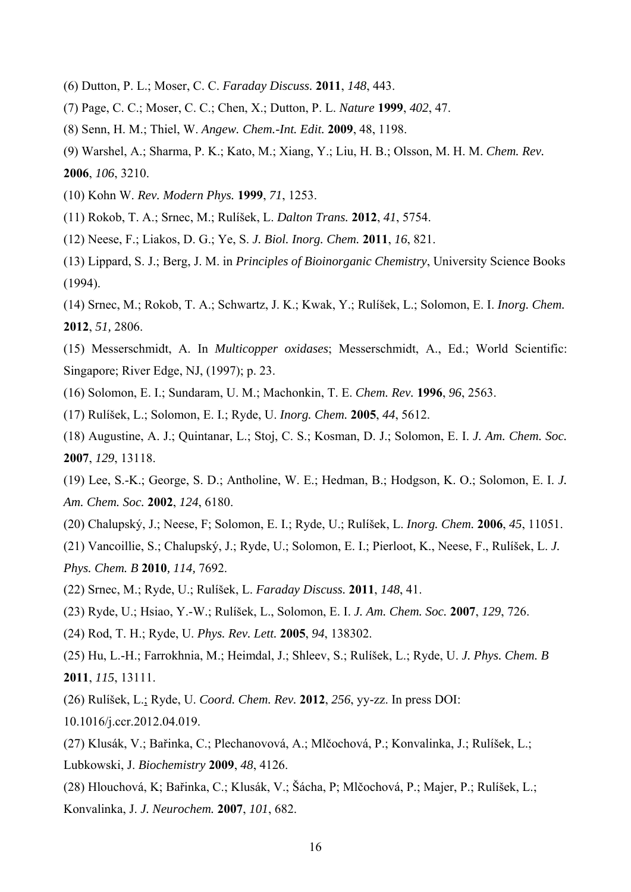(6) Dutton, P. L.; Moser, C. C. *Faraday Discuss.* **2011**, *148*, 443.

(7) Page, C. C.; Moser, C. C.; Chen, X.; Dutton, P. L. *Nature* **1999**, *402*, 47.

(8) Senn, H. M.; Thiel, W. *Angew. Chem.-Int. Edit.* **2009**, 48, 1198.

(9) Warshel, A.; Sharma, P. K.; Kato, M.; Xiang, Y.; Liu, H. B.; Olsson, M. H. M. *Chem. Rev.* **2006**, *106*, 3210.

(10) Kohn W. *Rev. Modern Phys.* **1999**, *71*, 1253.

(11) Rokob, T. A.; Srnec, M.; Rulíšek, L. *Dalton Trans.* **2012**, *41*, 5754.

(12) Neese, F.; Liakos, D. G.; Ye, S. *J. Biol. Inorg. Chem.* **2011**, *16*, 821.

(13) Lippard, S. J.; Berg, J. M. in *Principles of Bioinorganic Chemistry*, University Science Books (1994).

(14) Srnec, M.; Rokob, T. A.; Schwartz, J. K.; Kwak, Y.; Rulíšek, L.; Solomon, E. I. *Inorg. Chem.* **2012**, *51,* 2806.

(15) Messerschmidt, A. In *Multicopper oxidases*; Messerschmidt, A., Ed.; World Scientific: Singapore; River Edge, NJ, (1997); p. 23.

(16) Solomon, E. I.; Sundaram, U. M.; Machonkin, T. E. *Chem. Rev.* **1996**, *96*, 2563.

(17) Rulíšek, L.; Solomon, E. I.; Ryde, U. *Inorg. Chem.* **2005**, *44*, 5612.

(18) Augustine, A. J.; Quintanar, L.; Stoj, C. S.; Kosman, D. J.; Solomon, E. I. *J. Am. Chem. Soc.* **2007**, *129*, 13118.

(19) Lee, S.-K.; George, S. D.; Antholine, W. E.; Hedman, B.; Hodgson, K. O.; Solomon, E. I. *J. Am. Chem. Soc.* **2002**, *124*, 6180.

(20) Chalupský, J.; Neese, F; Solomon, E. I.; Ryde, U.; Rulíšek, L. *Inorg. Chem.* **2006**, *45*, 11051.

(21) Vancoillie, S.; Chalupský, J.; Ryde, U.; Solomon, E. I.; Pierloot, K., Neese, F., Rulíšek, L. *J. Phys. Chem. B* **2010***, 114,* 7692.

(22) Srnec, M.; Ryde, U.; Rulíšek, L. *Faraday Discuss.* **2011**, *148*, 41.

(23) Ryde, U.; Hsiao, Y.-W.; Rulíšek, L., Solomon, E. I. *J. Am. Chem. Soc.* **2007**, *129*, 726.

(24) Rod, T. H.; Ryde, U. *Phys. Rev. Lett.* **2005**, *94*, 138302.

(25) Hu, L.-H.; Farrokhnia, M.; Heimdal, J.; Shleev, S.; Rulíšek, L.; Ryde, U. *J. Phys. Chem. B* **2011**, *115*, 13111.

(26) Rulíšek, L.; Ryde, U. *Coord. Chem. Rev.* **2012**, *256*, yy-zz. In press DOI: 10.1016/j.ccr.2012.04.019.

(27) Klusák, V.; Bařinka, C.; Plechanovová, A.; Mlčochová, P.; Konvalinka, J.; Rulíšek, L.; Lubkowski, J. *Biochemistry* **2009**, *48*, 4126.

(28) Hlouchová, K; Bařinka, C.; Klusák, V.; Šácha, P; Mlčochová, P.; Majer, P.; Rulíšek, L.; Konvalinka, J. *J. Neurochem.* **2007**, *101*, 682.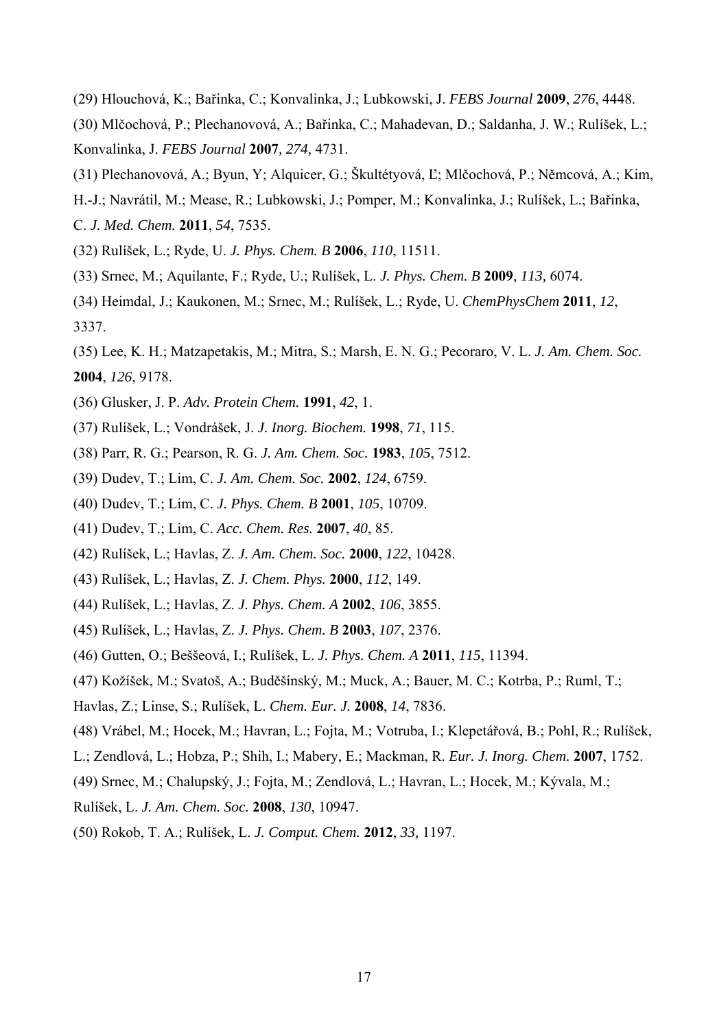(29) Hlouchová, K.; Bařinka, C.; Konvalinka, J.; Lubkowski, J. *FEBS Journal* **2009**, *276*, 4448.

(30) Mlčochová, P.; Plechanovová, A.; Bařinka, C.; Mahadevan, D.; Saldanha, J. W.; Rulíšek, L.; Konvalinka, J. *FEBS Journal* **2007**, *274,* 4731.

(31) Plechanovová, A.; Byun, Y; Alquicer, G.; Škultétyová, Ľ; Mlčochová, P.; Němcová, A.; Kim, H.-J.; Navrátil, M.; Mease, R.; Lubkowski, J.; Pomper, M.; Konvalinka, J.; Rulíšek, L.; Bařinka, C. *J. Med. Chem.* **2011**, *54*, 7535.

(32) Rulíšek, L.; Ryde, U. *J. Phys. Chem. B* **2006**, *110*, 11511.

(33) Srnec, M.; Aquilante, F.; Ryde, U.; Rulíšek, L. *J. Phys. Chem. B* **2009**, *113,* 6074.

(34) Heimdal, J.; Kaukonen, M.; Srnec, M.; Rulíšek, L.; Ryde, U. *ChemPhysChem* **2011**, *12*, 3337.

(35) Lee, K. H.; Matzapetakis, M.; Mitra, S.; Marsh, E. N. G.; Pecoraro, V. L. *J. Am. Chem. Soc.* **2004**, *126*, 9178.

(36) Glusker, J. P. *Adv. Protein Chem.* **1991**, *42*, 1.

(37) Rulíšek, L.; Vondrášek, J. *J. Inorg. Biochem.* **1998**, *71*, 115.

(38) Parr, R. G.; Pearson, R. G. *J. Am. Chem. Soc.* **1983**, *105*, 7512.

(39) Dudev, T.; Lim, C. *J. Am. Chem. Soc.* **2002**, *124*, 6759.

(40) Dudev, T.; Lim, C. *J. Phys. Chem. B* **2001**, *105*, 10709.

(41) Dudev, T.; Lim, C. *Acc. Chem. Res.* **2007**, *40*, 85.

(42) Rulíšek, L.; Havlas, Z. *J. Am. Chem. Soc.* **2000**, *122*, 10428.

(43) Rulíšek, L.; Havlas, Z. *J. Chem. Phys.* **2000**, *112*, 149.

(44) Rulíšek, L.; Havlas, Z. *J. Phys. Chem. A* **2002**, *106*, 3855.

(45) Rulíšek, L.; Havlas, Z. *J. Phys. Chem. B* **2003**, *107*, 2376.

(46) Gutten, O.; Beššeová, I.; Rulíšek, L. *J. Phys. Chem. A* **2011**, *115*, 11394.

(47) Kožíšek, M.; Svatoš, A.; Buděšínský, M.; Muck, A.; Bauer, M. C.; Kotrba, P.; Ruml, T.; Havlas, Z.; Linse, S.; Rulíšek, L. *Chem. Eur. J.* **2008**, *14*, 7836.

(48) Vrábel, M.; Hocek, M.; Havran, L.; Fojta, M.; Votruba, I.; Klepetářová, B.; Pohl, R.; Rulíšek, L.; Zendlová, L.; Hobza, P.; Shih, I.; Mabery, E.; Mackman, R. *Eur. J. Inorg. Chem.* **2007**, 1752.

(49) Srnec, M.; Chalupský, J.; Fojta, M.; Zendlová, L.; Havran, L.; Hocek, M.; Kývala, M.; Rulíšek, L. *J. Am. Chem. Soc.* **2008**, *130*, 10947.

(50) Rokob, T. A.; Rulíšek, L. *J. Comput. Chem.* **2012**, *33,* 1197.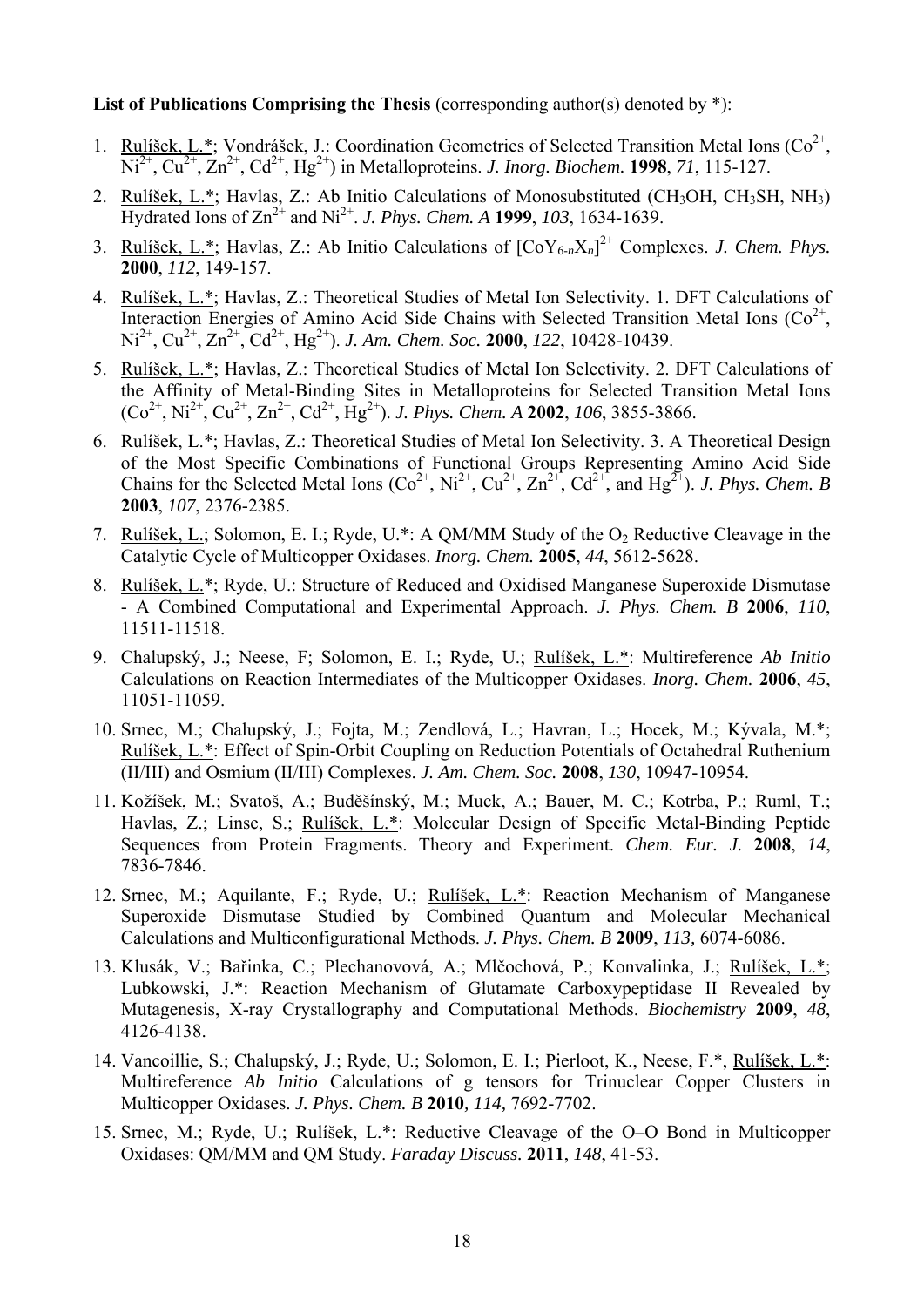**List of Publications Comprising the Thesis** (corresponding author(s) denoted by *):

1. Rulíšek, L.*; Vondrášek, J.: Coordination Geometries of Selected Transition Metal Ions ($Co^{2+}$, $Ni^{2+}$, $Cu^{2+}$, $Zn^{2+}$, $Cd^{2+}$, $Hg^{2+}$) in Metalloproteins. *J. Inorg. Biochem.* **1998**, *71*, 115-127.
2. Rulíšek, L.*; Havlas, Z.: Ab Initio Calculations of Monosubstituted ($CH_3OH$, $CH_3SH$, $NH_3$) Hydrated Ions of $Zn^{2+}$ and $Ni^{2+}$. *J. Phys. Chem. A* **1999**, *103*, 1634-1639.
3. Rulíšek, L.*; Havlas, Z.: Ab Initio Calculations of $[CoY_{6-n}X_n]^{2+}$ Complexes. *J. Chem. Phys.* **2000**, *112*, 149-157.
4. Rulíšek, L.*; Havlas, Z.: Theoretical Studies of Metal Ion Selectivity. 1. DFT Calculations of Interaction Energies of Amino Acid Side Chains with Selected Transition Metal Ions ($Co^{2+}$, $Ni^{2+}$, $Cu^{2+}$, $Zn^{2+}$, $Cd^{2+}$, $Hg^{2+}$). *J. Am. Chem. Soc.* **2000**, *122*, 10428-10439.
5. Rulíšek, L.*; Havlas, Z.: Theoretical Studies of Metal Ion Selectivity. 2. DFT Calculations of the Affinity of Metal-Binding Sites in Metalloproteins for Selected Transition Metal Ions ($Co^{2+}$, $Ni^{2+}$, $Cu^{2+}$, $Zn^{2+}$, $Cd^{2+}$, $Hg^{2+}$). *J. Phys. Chem. A* **2002**, *106*, 3855-3866.
6. Rulíšek, L.*; Havlas, Z.: Theoretical Studies of Metal Ion Selectivity. 3. A Theoretical Design of the Most Specific Combinations of Functional Groups Representing Amino Acid Side Chains for the Selected Metal Ions ($Co^{2+}$, $Ni^{2+}$, $Cu^{2+}$, $Zn^{2+}$, $Cd^{2+}$, and $Hg^{2+}$). *J. Phys. Chem. B* **2003**, *107*, 2376-2385.
7. Rulíšek, L.; Solomon, E. I.; Ryde, U.*: A QM/MM Study of the $O_2$ Reductive Cleavage in the Catalytic Cycle of Multicopper Oxidases. *Inorg. Chem.* **2005**, *44*, 5612-5628.
8. Rulíšek, L.*; Ryde, U.: Structure of Reduced and Oxidised Manganese Superoxide Dismutase - A Combined Computational and Experimental Approach. *J. Phys. Chem. B* **2006**, *110*, 11511-11518.
9. Chalupský, J.; Neese, F; Solomon, E. I.; Ryde, U.; Rulíšek, L.*: Multireference *Ab Initio* Calculations on Reaction Intermediates of the Multicopper Oxidases. *Inorg. Chem.* **2006**, *45*, 11051-11059.
10. Srnec, M.; Chalupský, J.; Fojta, M.; Zendlová, L.; Havran, L.; Hocek, M.; Kývala, M.*; Rulíšek, L.*: Effect of Spin-Orbit Coupling on Reduction Potentials of Octahedral Ruthenium (II/III) and Osmium (II/III) Complexes. *J. Am. Chem. Soc.* **2008**, *130*, 10947-10954.
11. Kožíšek, M.; Svatoš, A.; Buděšínský, M.; Muck, A.; Bauer, M. C.; Kotrba, P.; Ruml, T.; Havlas, Z.; Linse, S.; Rulíšek, L.*: Molecular Design of Specific Metal-Binding Peptide Sequences from Protein Fragments. Theory and Experiment. *Chem. Eur. J.* **2008**, *14*, 7836-7846.
12. Srnec, M.; Aquilante, F.; Ryde, U.; Rulíšek, L.*: Reaction Mechanism of Manganese Superoxide Dismutase Studied by Combined Quantum and Molecular Mechanical Calculations and Multiconfigurational Methods. *J. Phys. Chem. B* **2009**, *113,* 6074-6086.
13. Klusák, V.; Bařinka, C.; Plechanovová, A.; Mlčochová, P.; Konvalinka, J.; Rulíšek, L.*; Lubkowski, J.*: Reaction Mechanism of Glutamate Carboxypeptidase II Revealed by Mutagenesis, X-ray Crystallography and Computational Methods. *Biochemistry* **2009**, *48*, 4126-4138.
14. Vancoillie, S.; Chalupský, J.; Ryde, U.; Solomon, E. I.; Pierloot, K., Neese, F.*, Rulíšek, L.*: Multireference *Ab Initio* Calculations of g tensors for Trinuclear Copper Clusters in Multicopper Oxidases. *J. Phys. Chem. B* **2010**, *114,* 7692-7702.
15. Srnec, M.; Ryde, U.; Rulíšek, L.*: Reductive Cleavage of the O–O Bond in Multicopper Oxidases: QM/MM and QM Study. *Faraday Discuss.* **2011**, *148*, 41-53.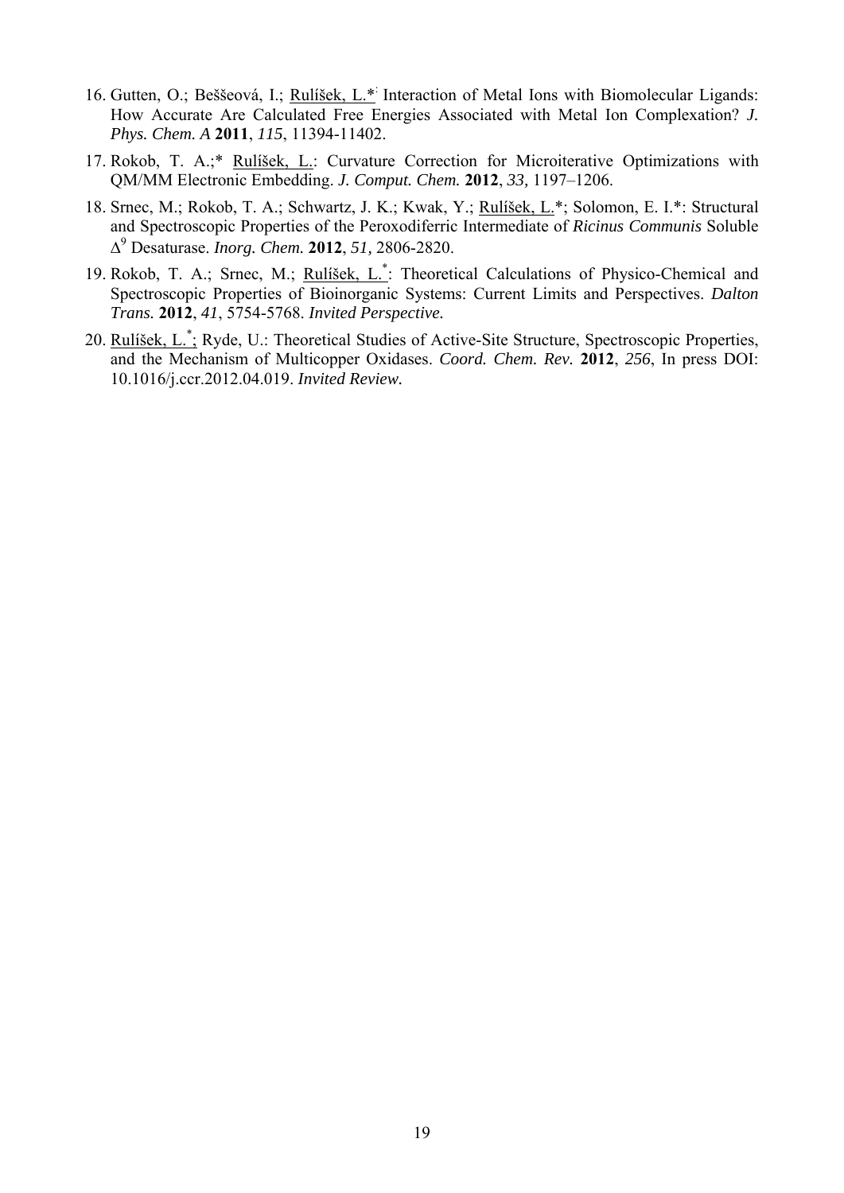16. Gutten, O.; Beššeová, I.; Rulíšek, L.*; Interaction of Metal Ions with Biomolecular Ligands: How Accurate Are Calculated Free Energies Associated with Metal Ion Complexation? *J. Phys. Chem. A* **2011**, *115*, 11394-11402.
17. Rokob, T. A.;* Rulíšek, L.: Curvature Correction for Microiterative Optimizations with QM/MM Electronic Embedding. *J. Comput. Chem.* **2012**, *33,* 1197–1206.
18. Srnec, M.; Rokob, T. A.; Schwartz, J. K.; Kwak, Y.; Rulíšek, L.*; Solomon, E. I.*: Structural and Spectroscopic Properties of the Peroxodiferric Intermediate of *Ricinus Communis* Soluble $\Delta^9$ Desaturase. *Inorg. Chem.* **2012**, *51,* 2806-2820.
19. Rokob, T. A.; Srnec, M.; Rulíšek, L.*: Theoretical Calculations of Physico-Chemical and Spectroscopic Properties of Bioinorganic Systems: Current Limits and Perspectives. *Dalton Trans.* **2012**, *41*, 5754-5768. *Invited Perspective.*
20. Rulíšek, L.*; Ryde, U.: Theoretical Studies of Active-Site Structure, Spectroscopic Properties, and the Mechanism of Multicopper Oxidases. *Coord. Chem. Rev.* **2012**, *256*, In press DOI: 10.1016/j.ccr.2012.04.019. *Invited Review.*